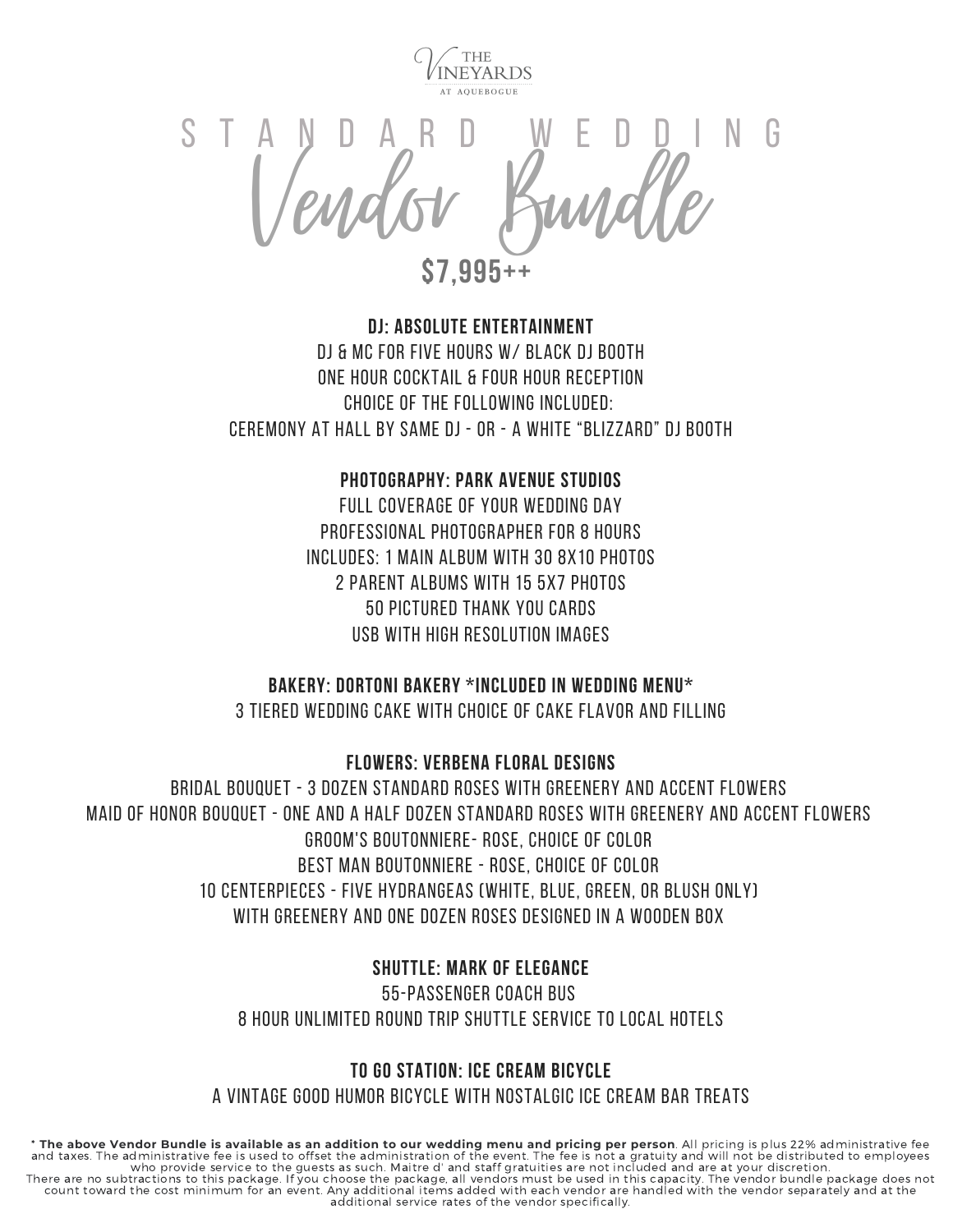THE VINEYARDS AT AQUEBOGUE

# STANDARD WEDDING Vendor Bundle

## $7,995++

**DJ: ABSOLUTE ENTERTAINMENT**
DJ & MC FOR FIVE HOURS W/ BLACK DJ BOOTH
ONE HOUR COCKTAIL & FOUR HOUR RECEPTION
CHOICE OF THE FOLLOWING INCLUDED:
CEREMONY AT HALL BY SAME DJ - OR - A WHITE "BLIZZARD" DJ BOOTH

**PHOTOGRAPHY: PARK AVENUE STUDIOS**
FULL COVERAGE OF YOUR WEDDING DAY
PROFESSIONAL PHOTOGRAPHER FOR 8 HOURS
INCLUDES: 1 MAIN ALBUM WITH 30 8X10 PHOTOS
2 PARENT ALBUMS WITH 15 5X7 PHOTOS
50 PICTURED THANK YOU CARDS
USB WITH HIGH RESOLUTION IMAGES

**BAKERY: DORTONI BAKERY *INCLUDED IN WEDDING MENU***
3 TIERED WEDDING CAKE WITH CHOICE OF CAKE FLAVOR AND FILLING

**FLOWERS: VERBENA FLORAL DESIGNS**
BRIDAL BOUQUET - 3 DOZEN STANDARD ROSES WITH GREENERY AND ACCENT FLOWERS
MAID OF HONOR BOUQUET - ONE AND A HALF DOZEN STANDARD ROSES WITH GREENERY AND ACCENT FLOWERS
GROOM'S BOUTONNIERE- ROSE, CHOICE OF COLOR
BEST MAN BOUTONNIERE - ROSE, CHOICE OF COLOR
10 CENTERPIECES - FIVE HYDRANGEAS (WHITE, BLUE, GREEN, OR BLUSH ONLY)
WITH GREENERY AND ONE DOZEN ROSES DESIGNED IN A WOODEN BOX

**SHUTTLE: MARK OF ELEGANCE**
55-PASSENGER COACH BUS
8 HOUR UNLIMITED ROUND TRIP SHUTTLE SERVICE TO LOCAL HOTELS

**TO GO STATION: ICE CREAM BICYCLE**
A VINTAGE GOOD HUMOR BICYCLE WITH NOSTALGIC ICE CREAM BAR TREATS

**\* The above Vendor Bundle is available as an addition to our wedding menu and pricing per person**. All pricing is plus 22% administrative fee and taxes. The administrative fee is used to offset the administration of the event. The fee is not a gratuity and will not be distributed to employees who provide service to the guests as such. Maitre d' and staff gratuities are not included and are at your discretion.
There are no subtractions to this package. If you choose the package, all vendors must be used in this capacity. The vendor bundle package does not count toward the cost minimum for an event. Any additional items added with each vendor are handled with the vendor separately and at the additional service rates of the vendor specifically.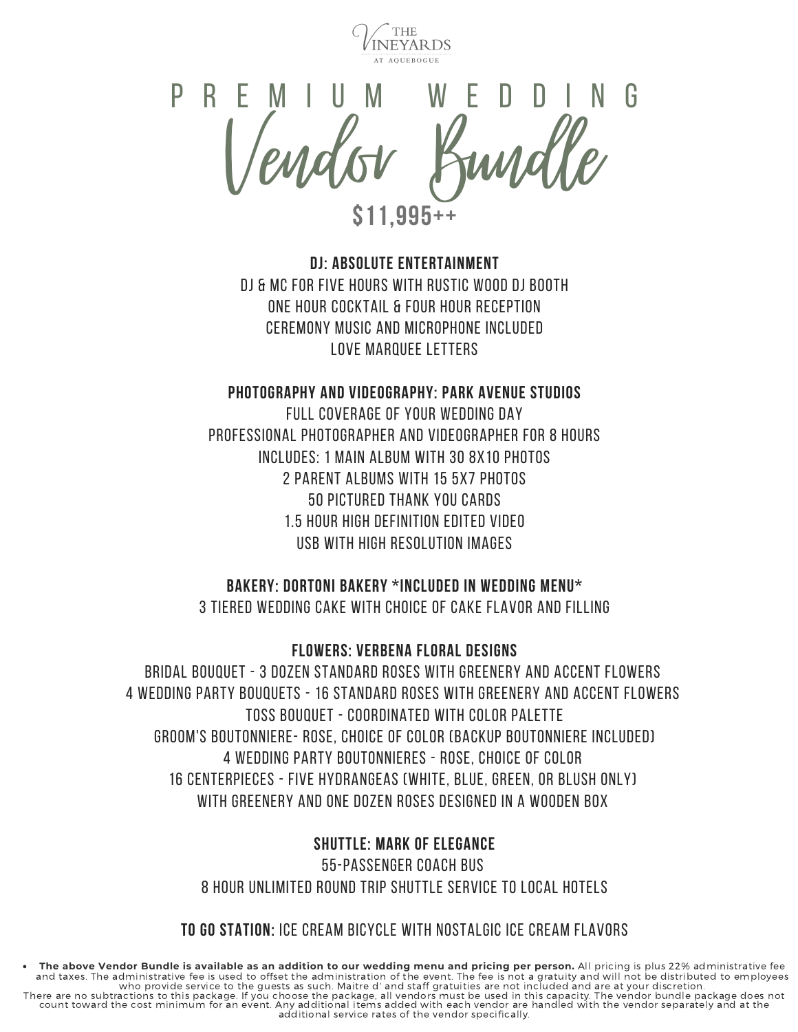THE VINEYARDS AT AQUEBOGUE

# PREMIUM WEDDING Vendor Bundle

## $11,995++

**DJ: ABSOLUTE ENTERTAINMENT**

DJ & MC FOR FIVE HOURS WITH RUSTIC WOOD DJ BOOTH
ONE HOUR COCKTAIL & FOUR HOUR RECEPTION
CEREMONY MUSIC AND MICROPHONE INCLUDED
LOVE MARQUEE LETTERS

**PHOTOGRAPHY AND VIDEOGRAPHY: PARK AVENUE STUDIOS**

FULL COVERAGE OF YOUR WEDDING DAY
PROFESSIONAL PHOTOGRAPHER AND VIDEOGRAPHER FOR 8 HOURS
INCLUDES: 1 MAIN ALBUM WITH 30 8X10 PHOTOS
2 PARENT ALBUMS WITH 15 5X7 PHOTOS
50 PICTURED THANK YOU CARDS
1.5 HOUR HIGH DEFINITION EDITED VIDEO
USB WITH HIGH RESOLUTION IMAGES

**BAKERY: DORTONI BAKERY *INCLUDED IN WEDDING MENU***

3 TIERED WEDDING CAKE WITH CHOICE OF CAKE FLAVOR AND FILLING

**FLOWERS: VERBENA FLORAL DESIGNS**

BRIDAL BOUQUET - 3 DOZEN STANDARD ROSES WITH GREENERY AND ACCENT FLOWERS
4 WEDDING PARTY BOUQUETS - 16 STANDARD ROSES WITH GREENERY AND ACCENT FLOWERS
TOSS BOUQUET - COORDINATED WITH COLOR PALETTE
GROOM'S BOUTONNIERE- ROSE, CHOICE OF COLOR (BACKUP BOUTONNIERE INCLUDED)
4 WEDDING PARTY BOUTONNIERES - ROSE, CHOICE OF COLOR
16 CENTERPIECES - FIVE HYDRANGEAS (WHITE, BLUE, GREEN, OR BLUSH ONLY)
WITH GREENERY AND ONE DOZEN ROSES DESIGNED IN A WOODEN BOX

**SHUTTLE: MARK OF ELEGANCE**

55-PASSENGER COACH BUS
8 HOUR UNLIMITED ROUND TRIP SHUTTLE SERVICE TO LOCAL HOTELS

**TO GO STATION:** ICE CREAM BICYCLE WITH NOSTALGIC ICE CREAM FLAVORS

- **The above Vendor Bundle is available as an addition to our wedding menu and pricing per person.** All pricing is plus 22% administrative fee and taxes. The administrative fee is used to offset the administration of the event. The fee is not a gratuity and will not be distributed to employees who provide service to the guests as such. Maitre d' and staff gratuities are not included and are at your discretion.

There are no subtractions to this package. If you choose the package, all vendors must be used in this capacity. The vendor bundle package does not count toward the cost minimum for an event. Any additional items added with each vendor are handled with the vendor separately and at the additional service rates of the vendor specifically.